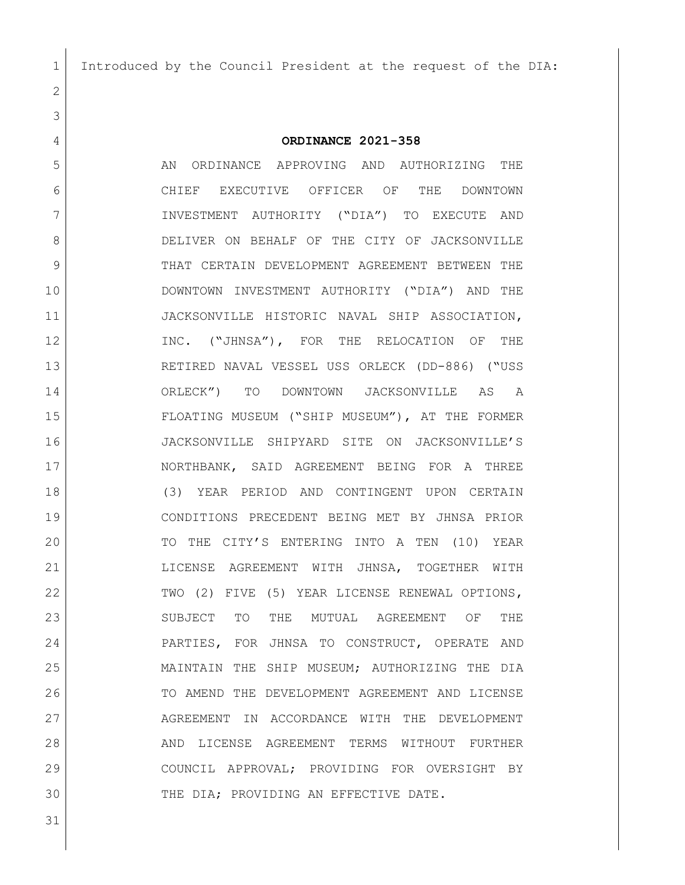Introduced by the Council President at the request of the DIA:

**ORDINANCE 2021-358**

AN ORDINANCE APPROVING AND AUTHORIZING THE CHIEF EXECUTIVE OFFICER OF THE DOWNTOWN INVESTMENT AUTHORITY ("DIA") TO EXECUTE AND DELIVER ON BEHALF OF THE CITY OF JACKSONVILLE THAT CERTAIN DEVELOPMENT AGREEMENT BETWEEN THE DOWNTOWN INVESTMENT AUTHORITY ("DIA") AND THE JACKSONVILLE HISTORIC NAVAL SHIP ASSOCIATION, INC. ("JHNSA"), FOR THE RELOCATION OF THE RETIRED NAVAL VESSEL USS ORLECK (DD-886) ("USS ORLECK") TO DOWNTOWN JACKSONVILLE AS A FLOATING MUSEUM ("SHIP MUSEUM"), AT THE FORMER JACKSONVILLE SHIPYARD SITE ON JACKSONVILLE'S NORTHBANK, SAID AGREEMENT BEING FOR A THREE (3) YEAR PERIOD AND CONTINGENT UPON CERTAIN CONDITIONS PRECEDENT BEING MET BY JHNSA PRIOR TO THE CITY'S ENTERING INTO A TEN (10) YEAR LICENSE AGREEMENT WITH JHNSA, TOGETHER WITH TWO (2) FIVE (5) YEAR LICENSE RENEWAL OPTIONS, SUBJECT TO THE MUTUAL AGREEMENT OF THE PARTIES, FOR JHNSA TO CONSTRUCT, OPERATE AND MAINTAIN THE SHIP MUSEUM; AUTHORIZING THE DIA TO AMEND THE DEVELOPMENT AGREEMENT AND LICENSE AGREEMENT IN ACCORDANCE WITH THE DEVELOPMENT AND LICENSE AGREEMENT TERMS WITHOUT FURTHER COUNCIL APPROVAL; PROVIDING FOR OVERSIGHT BY THE DIA; PROVIDING AN EFFECTIVE DATE.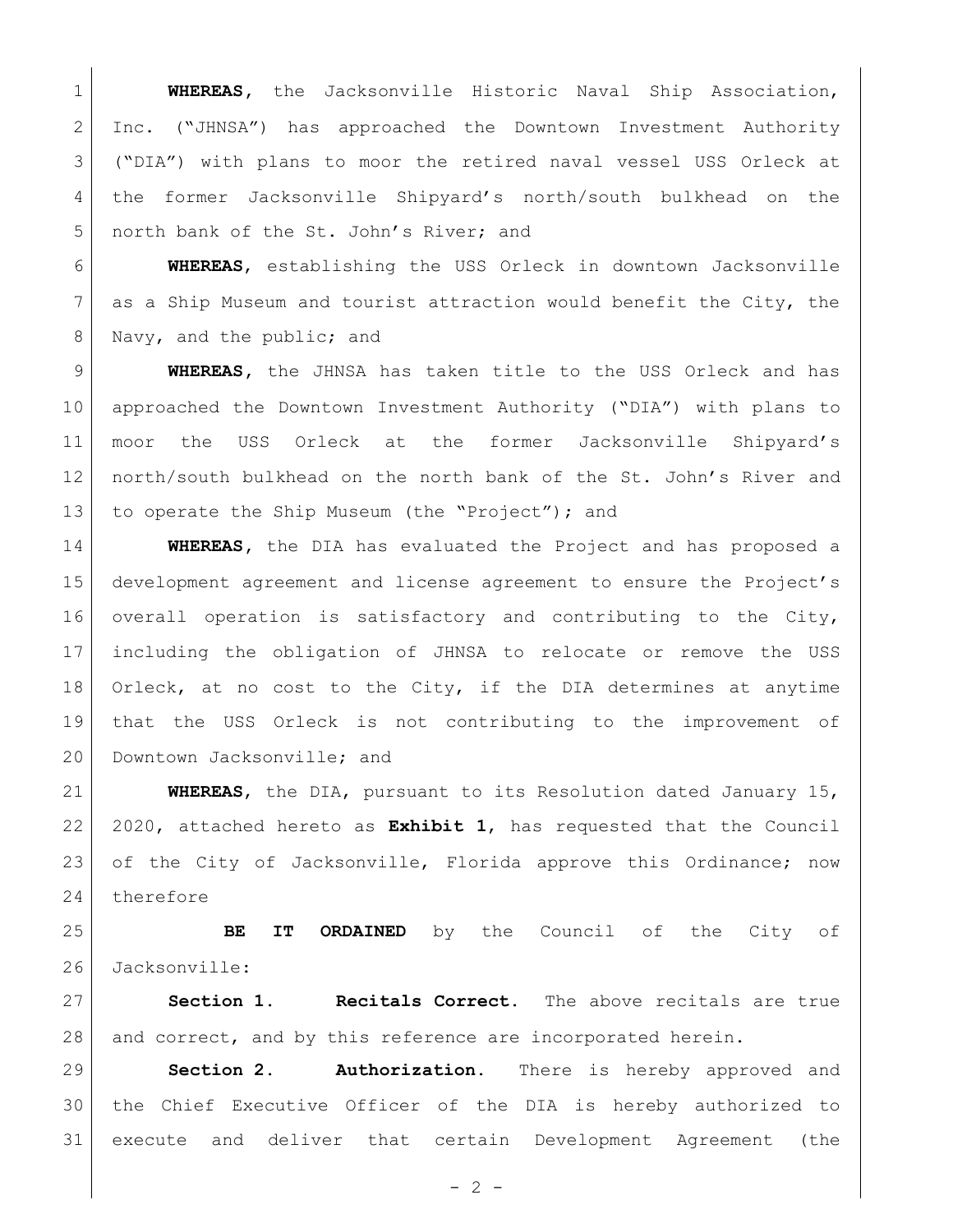**WHEREAS**, the Jacksonville Historic Naval Ship Association, Inc. ("JHNSA") has approached the Downtown Investment Authority ("DIA") with plans to moor the retired naval vessel USS Orleck at the former Jacksonville Shipyard's north/south bulkhead on the north bank of the St. John's River; and

**WHEREAS**, establishing the USS Orleck in downtown Jacksonville as a Ship Museum and tourist attraction would benefit the City, the Navy, and the public; and

**WHEREAS**, the JHNSA has taken title to the USS Orleck and has approached the Downtown Investment Authority ("DIA") with plans to moor the USS Orleck at the former Jacksonville Shipyard's north/south bulkhead on the north bank of the St. John's River and to operate the Ship Museum (the "Project"); and

**WHEREAS**, the DIA has evaluated the Project and has proposed a development agreement and license agreement to ensure the Project's overall operation is satisfactory and contributing to the City, including the obligation of JHNSA to relocate or remove the USS Orleck, at no cost to the City, if the DIA determines at anytime that the USS Orleck is not contributing to the improvement of Downtown Jacksonville; and

**WHEREAS**, the DIA, pursuant to its Resolution dated January 15, 2020, attached hereto as **Exhibit 1**, has requested that the Council of the City of Jacksonville, Florida approve this Ordinance; now therefore

**BE IT ORDAINED** by the Council of the City of Jacksonville:

**Section 1. Recitals Correct.** The above recitals are true and correct, and by this reference are incorporated herein.

**Section 2. Authorization.** There is hereby approved and the Chief Executive Officer of the DIA is hereby authorized to execute and deliver that certain Development Agreement (the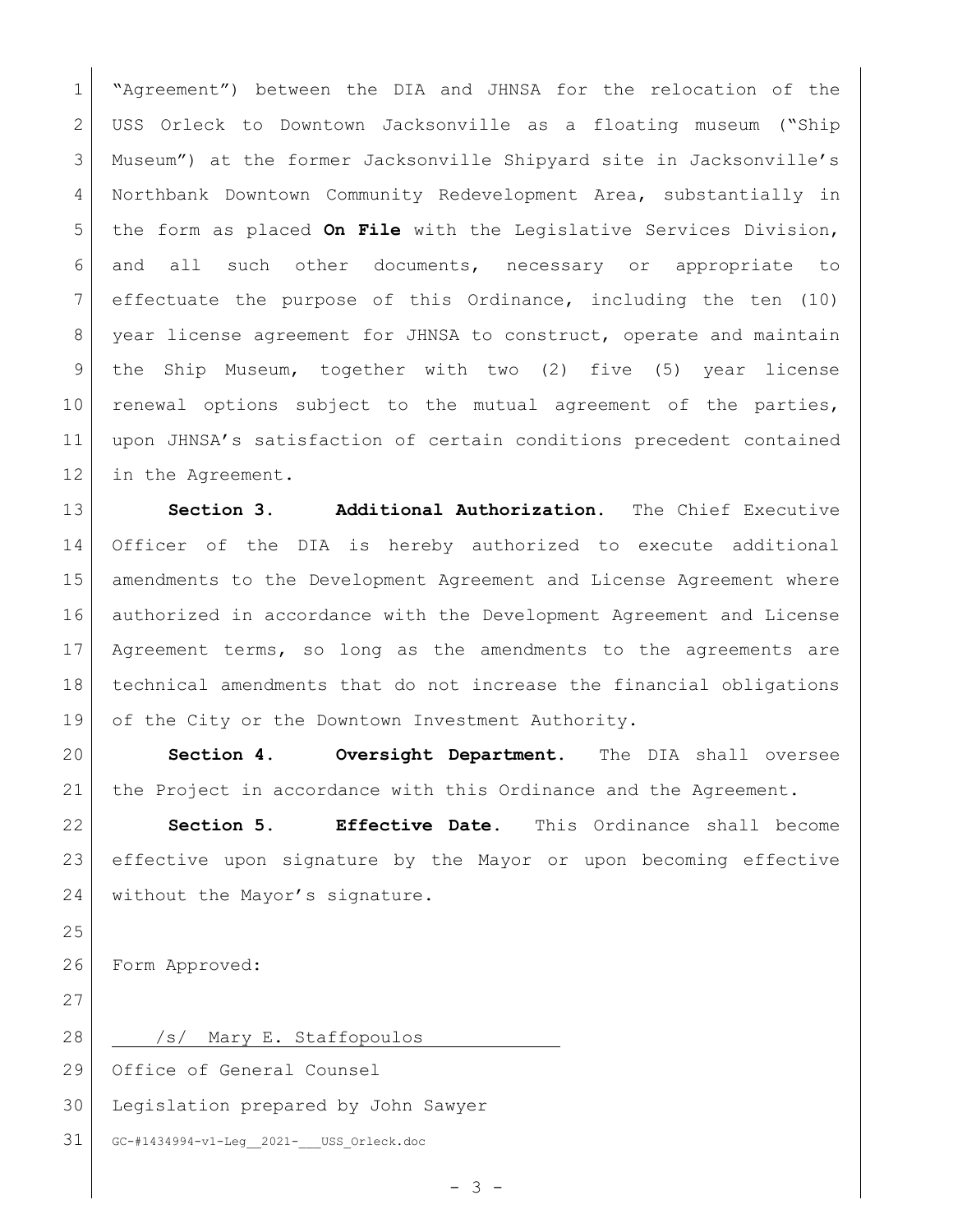"Agreement") between the DIA and JHNSA for the relocation of the USS Orleck to Downtown Jacksonville as a floating museum ("Ship Museum") at the former Jacksonville Shipyard site in Jacksonville's Northbank Downtown Community Redevelopment Area, substantially in the form as placed **On File** with the Legislative Services Division, and all such other documents, necessary or appropriate to effectuate the purpose of this Ordinance, including the ten (10) year license agreement for JHNSA to construct, operate and maintain the Ship Museum, together with two (2) five (5) year license renewal options subject to the mutual agreement of the parties, upon JHNSA's satisfaction of certain conditions precedent contained in the Agreement.

**Section 3. Additional Authorization.** The Chief Executive Officer of the DIA is hereby authorized to execute additional amendments to the Development Agreement and License Agreement where authorized in accordance with the Development Agreement and License Agreement terms, so long as the amendments to the agreements are technical amendments that do not increase the financial obligations of the City or the Downtown Investment Authority.

**Section 4. Oversight Department.** The DIA shall oversee the Project in accordance with this Ordinance and the Agreement.

**Section 5. Effective Date.** This Ordinance shall become effective upon signature by the Mayor or upon becoming effective without the Mayor's signature.

Form Approved:

/s/ Mary E. Staffopoulos

Office of General Counsel

Legislation prepared by John Sawyer

GC-#1434994-v1-Leg__2021-___USS_Orleck.doc